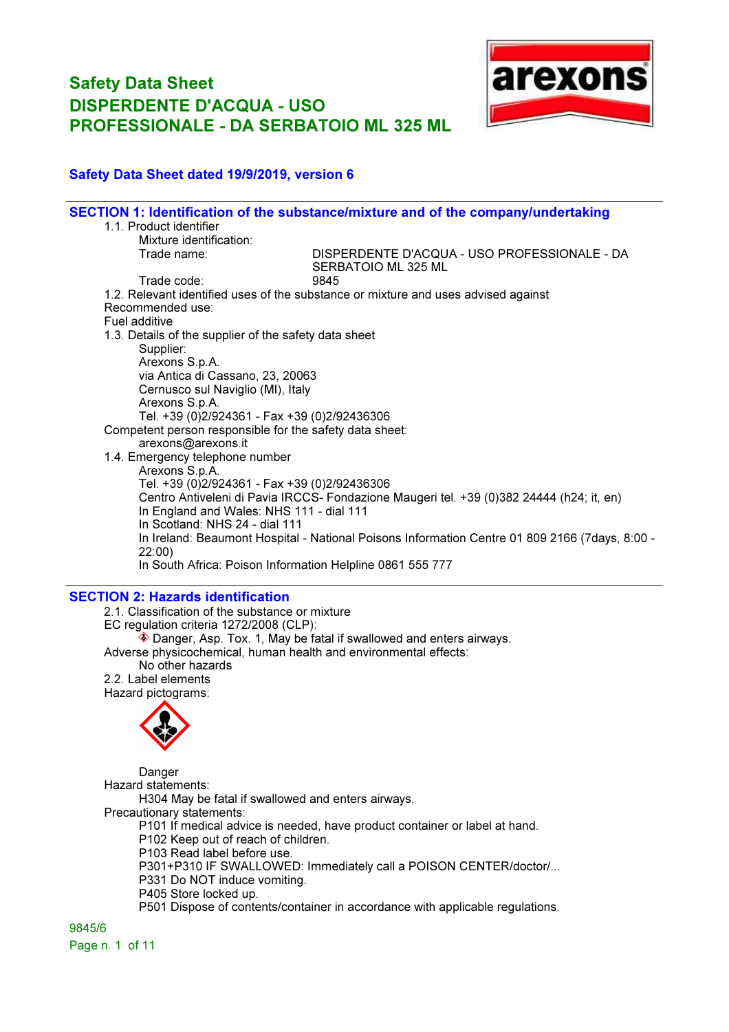# Safety Data Sheet
# DISPERDENTE D'ACQUA - USO PROFESSIONALE - DA SERBATOIO ML 325 ML

**Safety Data Sheet dated 19/9/2019, version 6**

## SECTION 1: Identification of the substance/mixture and of the company/undertaking

1.1. Product identifier

Mixture identification:

Trade name: DISPERDENTE D'ACQUA - USO PROFESSIONALE - DA SERBATOIO ML 325 ML

Trade code: 9845

1.2. Relevant identified uses of the substance or mixture and uses advised against

Recommended use:

Fuel additive

1.3. Details of the supplier of the safety data sheet

Supplier:

Arexons S.p.A.

via Antica di Cassano, 23, 20063

Cernusco sul Naviglio (MI), Italy

Arexons S.p.A.

Tel. +39 (0)2/924361 - Fax +39 (0)2/92436306

Competent person responsible for the safety data sheet:

arexons@arexons.it

1.4. Emergency telephone number

Arexons S.p.A.

Tel. +39 (0)2/924361 - Fax +39 (0)2/92436306

Centro Antiveleni di Pavia IRCCS- Fondazione Maugeri tel. +39 (0)382 24444 (h24; it, en)

In England and Wales: NHS 111 - dial 111

In Scotland: NHS 24 - dial 111

In Ireland: Beaumont Hospital - National Poisons Information Centre 01 809 2166 (7days, 8:00 - 22:00)

In South Africa: Poison Information Helpline 0861 555 777

## SECTION 2: Hazards identification

2.1. Classification of the substance or mixture

EC regulation criteria 1272/2008 (CLP):

Danger, Asp. Tox. 1, May be fatal if swallowed and enters airways.

Adverse physicochemical, human health and environmental effects:

No other hazards

2.2. Label elements

Hazard pictograms:

Danger

Hazard statements:

H304 May be fatal if swallowed and enters airways.

Precautionary statements:

P101 If medical advice is needed, have product container or label at hand.

P102 Keep out of reach of children.

P103 Read label before use.

P301+P310 IF SWALLOWED: Immediately call a POISON CENTER/doctor/...

P331 Do NOT induce vomiting.

P405 Store locked up.

P501 Dispose of contents/container in accordance with applicable regulations.

9845/6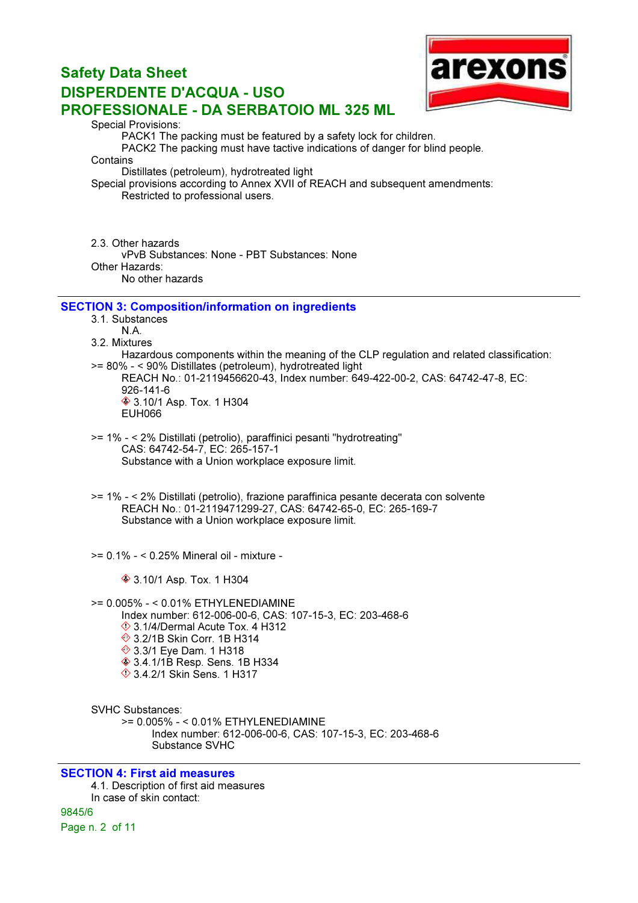Special Provisions:

PACK1 The packing must be featured by a safety lock for children.

PACK2 The packing must have tactive indications of danger for blind people.

Contains

Distillates (petroleum), hydrotreated light

Special provisions according to Annex XVII of REACH and subsequent amendments:

Restricted to professional users.

2.3. Other hazards

vPvB Substances: None - PBT Substances: None

Other Hazards:

No other hazards

## SECTION 3: Composition/information on ingredients

3.1. Substances

N.A.

3.2. Mixtures

Hazardous components within the meaning of the CLP regulation and related classification:

>= 80% - < 90% Distillates (petroleum), hydrotreated light

REACH No.: 01-2119456620-43, Index number: 649-422-00-2, CAS: 64742-47-8, EC: 926-141-6

3.10/1 Asp. Tox. 1 H304

EUH066

>= 1% - < 2% Distillati (petrolio), paraffinici pesanti "hydrotreating"

CAS: 64742-54-7, EC: 265-157-1

Substance with a Union workplace exposure limit.

>= 1% - < 2% Distillati (petrolio), frazione paraffinica pesante decerata con solvente

REACH No.: 01-2119471299-27, CAS: 64742-65-0, EC: 265-169-7

Substance with a Union workplace exposure limit.

>= 0.1% - < 0.25% Mineral oil - mixture -

3.10/1 Asp. Tox. 1 H304

>= 0.005% - < 0.01% ETHYLENEDIAMINE

Index number: 612-006-00-6, CAS: 107-15-3, EC: 203-468-6

3.1/4/Dermal Acute Tox. 4 H312

3.2/1B Skin Corr. 1B H314

3.3/1 Eye Dam. 1 H318

3.4.1/1B Resp. Sens. 1B H334

3.4.2/1 Skin Sens. 1 H317

SVHC Substances:

>= 0.005% - < 0.01% ETHYLENEDIAMINE

Index number: 612-006-00-6, CAS: 107-15-3, EC: 203-468-6

Substance SVHC

## SECTION 4: First aid measures

4.1. Description of first aid measures

In case of skin contact:

9845/6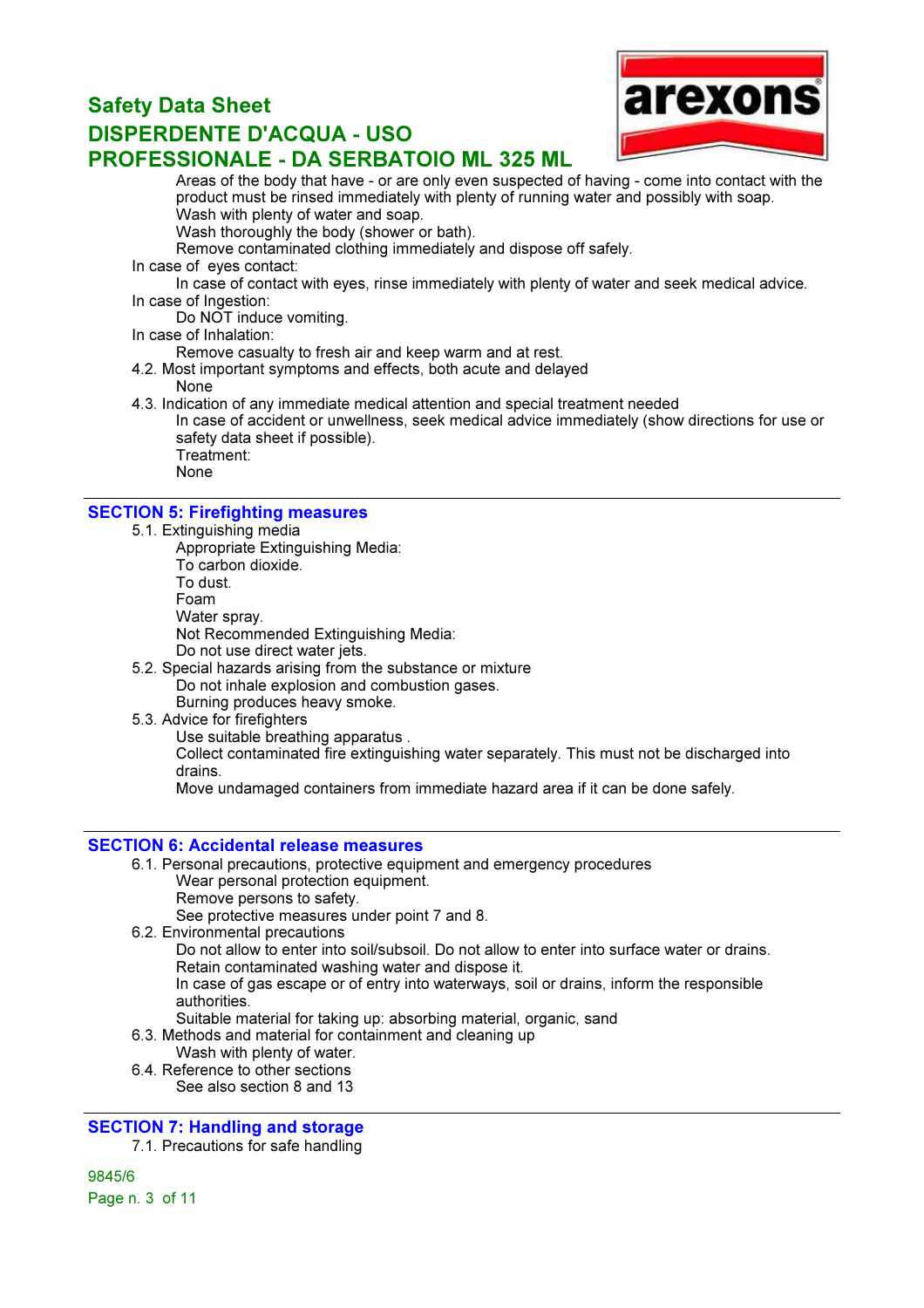Areas of the body that have - or are only even suspected of having - come into contact with the product must be rinsed immediately with plenty of running water and possibly with soap.
Wash with plenty of water and soap.
Wash thoroughly the body (shower or bath).
Remove contaminated clothing immediately and dispose off safely.

In case of eyes contact:
In case of contact with eyes, rinse immediately with plenty of water and seek medical advice.

In case of Ingestion:
Do NOT induce vomiting.

In case of Inhalation:
Remove casualty to fresh air and keep warm and at rest.

4.2. Most important symptoms and effects, both acute and delayed
None

4.3. Indication of any immediate medical attention and special treatment needed
In case of accident or unwellness, seek medical advice immediately (show directions for use or safety data sheet if possible).
Treatment:
None

## SECTION 5: Firefighting measures

5.1. Extinguishing media
Appropriate Extinguishing Media:
To carbon dioxide.
To dust.
Foam
Water spray.
Not Recommended Extinguishing Media:
Do not use direct water jets.

5.2. Special hazards arising from the substance or mixture
Do not inhale explosion and combustion gases.
Burning produces heavy smoke.

5.3. Advice for firefighters
Use suitable breathing apparatus .
Collect contaminated fire extinguishing water separately. This must not be discharged into drains.
Move undamaged containers from immediate hazard area if it can be done safely.

## SECTION 6: Accidental release measures

6.1. Personal precautions, protective equipment and emergency procedures
Wear personal protection equipment.
Remove persons to safety.
See protective measures under point 7 and 8.

6.2. Environmental precautions
Do not allow to enter into soil/subsoil. Do not allow to enter into surface water or drains.
Retain contaminated washing water and dispose it.
In case of gas escape or of entry into waterways, soil or drains, inform the responsible authorities.
Suitable material for taking up: absorbing material, organic, sand

6.3. Methods and material for containment and cleaning up
Wash with plenty of water.

6.4. Reference to other sections
See also section 8 and 13

## SECTION 7: Handling and storage

7.1. Precautions for safe handling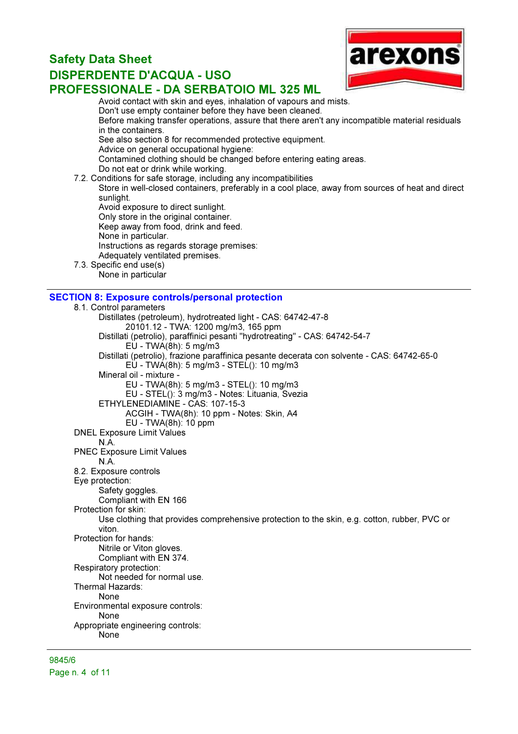Avoid contact with skin and eyes, inhalation of vapours and mists.
Don't use empty container before they have been cleaned.
Before making transfer operations, assure that there aren't any incompatible material residuals in the containers.
See also section 8 for recommended protective equipment.
Advice on general occupational hygiene:
Contamined clothing should be changed before entering eating areas.
Do not eat or drink while working.

7.2. Conditions for safe storage, including any incompatibilities

Store in well-closed containers, preferably in a cool place, away from sources of heat and direct sunlight.
Avoid exposure to direct sunlight.
Only store in the original container.
Keep away from food, drink and feed.
None in particular.
Instructions as regards storage premises:
Adequately ventilated premises.

7.3. Specific end use(s)

None in particular

## SECTION 8: Exposure controls/personal protection

8.1. Control parameters

Distillates (petroleum), hydrotreated light - CAS: 64742-47-8
  20101.12 - TWA: 1200 mg/m3, 165 ppm
Distillati (petrolio), paraffinici pesanti "hydrotreating" - CAS: 64742-54-7
  EU - TWA(8h): 5 mg/m3
Distillati (petrolio), frazione paraffinica pesante decerata con solvente - CAS: 64742-65-0
  EU - TWA(8h): 5 mg/m3 - STEL(): 10 mg/m3
Mineral oil - mixture -
  EU - TWA(8h): 5 mg/m3 - STEL(): 10 mg/m3
  EU - STEL(): 3 mg/m3 - Notes: Lituania, Svezia
ETHYLENEDIAMINE - CAS: 107-15-3
  ACGIH - TWA(8h): 10 ppm - Notes: Skin, A4
  EU - TWA(8h): 10 ppm

DNEL Exposure Limit Values
  N.A.
PNEC Exposure Limit Values
  N.A.

8.2. Exposure controls

Eye protection:
  Safety goggles.
  Compliant with EN 166
Protection for skin:
  Use clothing that provides comprehensive protection to the skin, e.g. cotton, rubber, PVC or viton.
Protection for hands:
  Nitrile or Viton gloves.
  Compliant with EN 374.
Respiratory protection:
  Not needed for normal use.
Thermal Hazards:
  None
Environmental exposure controls:
  None
Appropriate engineering controls:
  None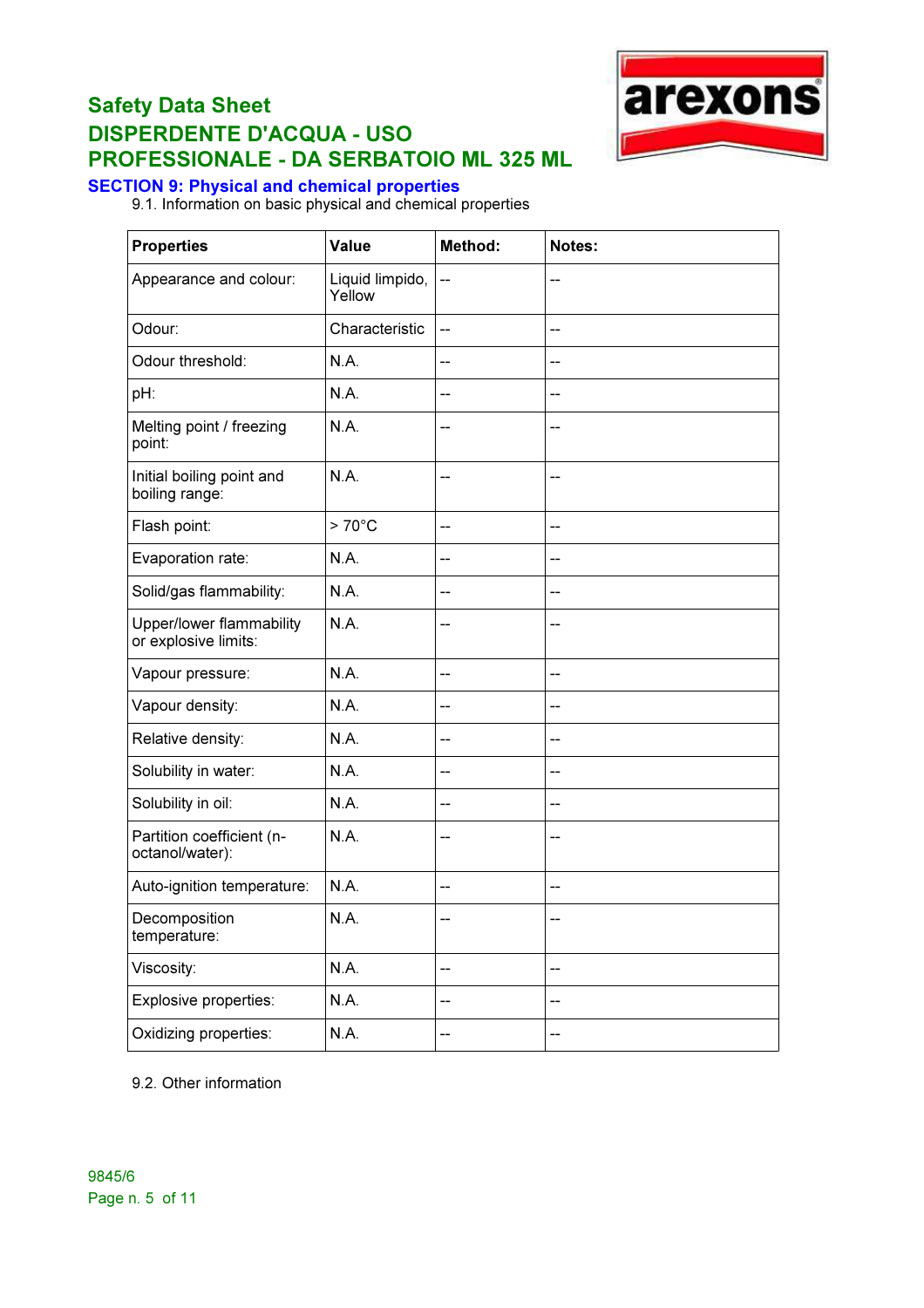## SECTION 9: Physical and chemical properties

9.1. Information on basic physical and chemical properties

| Properties | Value | Method: | Notes: |
|---|---|---|---|
| Appearance and colour: | Liquid limpido, Yellow | -- | -- |
| Odour: | Characteristic | -- | -- |
| Odour threshold: | N.A. | -- | -- |
| pH: | N.A. | -- | -- |
| Melting point / freezing point: | N.A. | -- | -- |
| Initial boiling point and boiling range: | N.A. | -- | -- |
| Flash point: | > 70°C | -- | -- |
| Evaporation rate: | N.A. | -- | -- |
| Solid/gas flammability: | N.A. | -- | -- |
| Upper/lower flammability or explosive limits: | N.A. | -- | -- |
| Vapour pressure: | N.A. | -- | -- |
| Vapour density: | N.A. | -- | -- |
| Relative density: | N.A. | -- | -- |
| Solubility in water: | N.A. | -- | -- |
| Solubility in oil: | N.A. | -- | -- |
| Partition coefficient (n-octanol/water): | N.A. | -- | -- |
| Auto-ignition temperature: | N.A. | -- | -- |
| Decomposition temperature: | N.A. | -- | -- |
| Viscosity: | N.A. | -- | -- |
| Explosive properties: | N.A. | -- | -- |
| Oxidizing properties: | N.A. | -- | -- |

9.2. Other information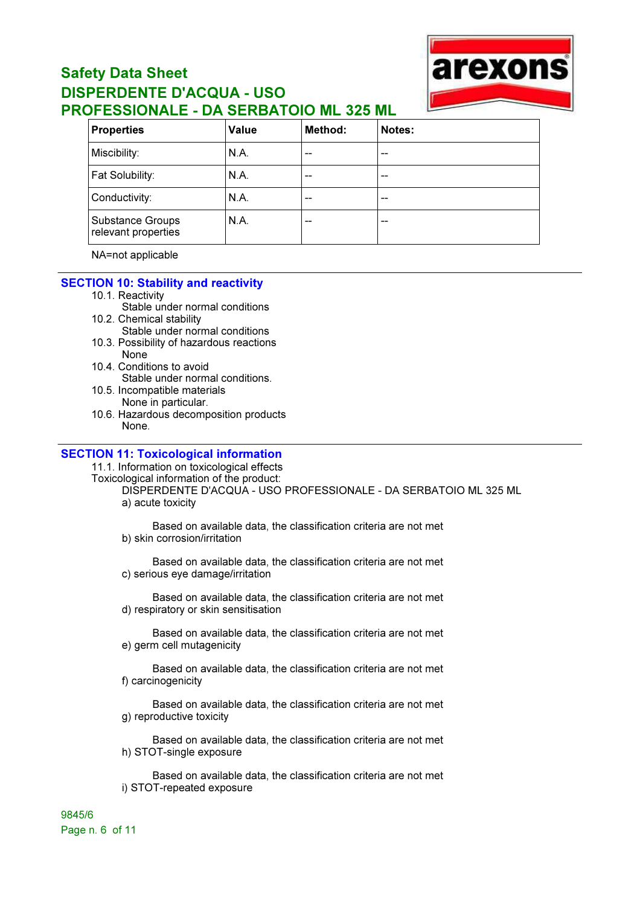| Properties | Value | Method: | Notes: |
| --- | --- | --- | --- |
| Miscibility: | N.A. | -- | -- |
| Fat Solubility: | N.A. | -- | -- |
| Conductivity: | N.A. | -- | -- |
| Substance Groups relevant properties | N.A. | -- | -- |

NA=not applicable

## SECTION 10: Stability and reactivity

10.1. Reactivity
Stable under normal conditions

10.2. Chemical stability
Stable under normal conditions

10.3. Possibility of hazardous reactions
None

10.4. Conditions to avoid
Stable under normal conditions.

10.5. Incompatible materials
None in particular.

10.6. Hazardous decomposition products
None.

## SECTION 11: Toxicological information

11.1. Information on toxicological effects

Toxicological information of the product:

DISPERDENTE D'ACQUA - USO PROFESSIONALE - DA SERBATOIO ML 325 ML

a) acute toxicity

Based on available data, the classification criteria are not met

b) skin corrosion/irritation

Based on available data, the classification criteria are not met

c) serious eye damage/irritation

Based on available data, the classification criteria are not met

d) respiratory or skin sensitisation

Based on available data, the classification criteria are not met

e) germ cell mutagenicity

Based on available data, the classification criteria are not met

f) carcinogenicity

Based on available data, the classification criteria are not met

g) reproductive toxicity

Based on available data, the classification criteria are not met

h) STOT-single exposure

Based on available data, the classification criteria are not met

i) STOT-repeated exposure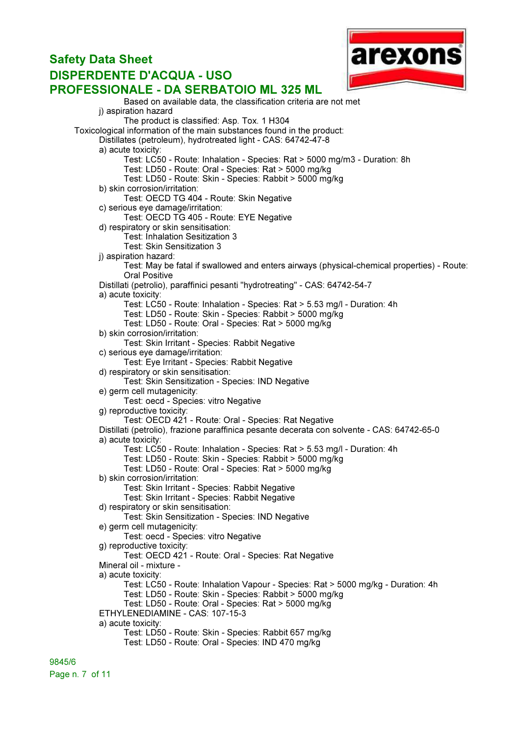Based on available data, the classification criteria are not met

j) aspiration hazard

The product is classified: Asp. Tox. 1 H304

Toxicological information of the main substances found in the product:

Distillates (petroleum), hydrotreated light - CAS: 64742-47-8

a) acute toxicity:

Test: LC50 - Route: Inhalation - Species: Rat > 5000 mg/m3 - Duration: 8h

Test: LD50 - Route: Oral - Species: Rat > 5000 mg/kg

Test: LD50 - Route: Skin - Species: Rabbit > 5000 mg/kg

b) skin corrosion/irritation:

Test: OECD TG 404 - Route: Skin Negative

c) serious eye damage/irritation:

Test: OECD TG 405 - Route: EYE Negative

d) respiratory or skin sensitisation:

Test: Inhalation Sesitization 3

Test: Skin Sensitization 3

j) aspiration hazard:

Test: May be fatal if swallowed and enters airways (physical-chemical properties) - Route: Oral Positive

Distillati (petrolio), paraffinici pesanti "hydrotreating" - CAS: 64742-54-7

a) acute toxicity:

Test: LC50 - Route: Inhalation - Species: Rat > 5.53 mg/l - Duration: 4h

Test: LD50 - Route: Skin - Species: Rabbit > 5000 mg/kg

Test: LD50 - Route: Oral - Species: Rat > 5000 mg/kg

b) skin corrosion/irritation:

Test: Skin Irritant - Species: Rabbit Negative

c) serious eye damage/irritation:

Test: Eye Irritant - Species: Rabbit Negative

d) respiratory or skin sensitisation:

Test: Skin Sensitization - Species: IND Negative

e) germ cell mutagenicity:

Test: oecd - Species: vitro Negative

g) reproductive toxicity:

Test: OECD 421 - Route: Oral - Species: Rat Negative

Distillati (petrolio), frazione paraffinica pesante decerata con solvente - CAS: 64742-65-0

a) acute toxicity:

Test: LC50 - Route: Inhalation - Species: Rat > 5.53 mg/l - Duration: 4h

Test: LD50 - Route: Skin - Species: Rabbit > 5000 mg/kg

Test: LD50 - Route: Oral - Species: Rat > 5000 mg/kg

b) skin corrosion/irritation:

Test: Skin Irritant - Species: Rabbit Negative

Test: Skin Irritant - Species: Rabbit Negative

d) respiratory or skin sensitisation:

Test: Skin Sensitization - Species: IND Negative

e) germ cell mutagenicity:

Test: oecd - Species: vitro Negative

g) reproductive toxicity:

Test: OECD 421 - Route: Oral - Species: Rat Negative

Mineral oil - mixture -

a) acute toxicity:

Test: LC50 - Route: Inhalation Vapour - Species: Rat > 5000 mg/kg - Duration: 4h

Test: LD50 - Route: Skin - Species: Rabbit > 5000 mg/kg

Test: LD50 - Route: Oral - Species: Rat > 5000 mg/kg

ETHYLENEDIAMINE - CAS: 107-15-3

a) acute toxicity:

Test: LD50 - Route: Skin - Species: Rabbit 657 mg/kg

Test: LD50 - Route: Oral - Species: IND 470 mg/kg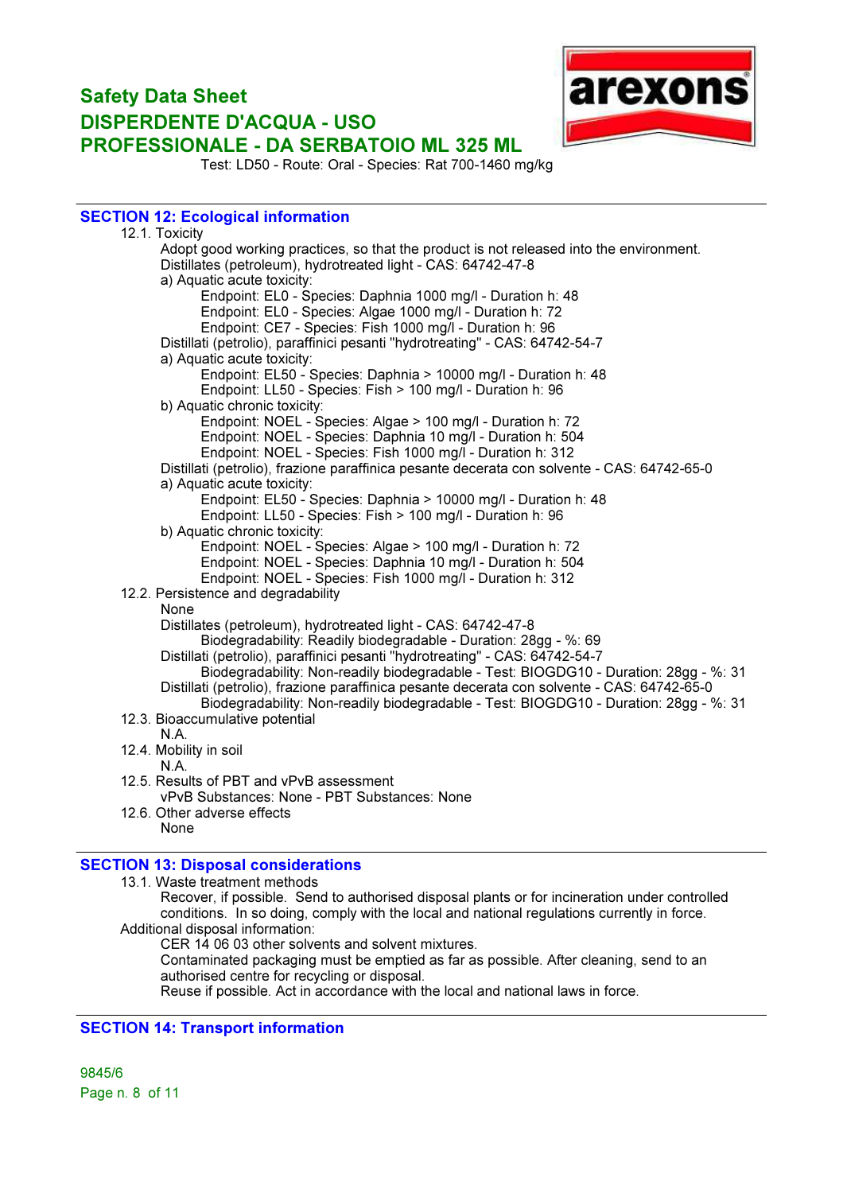Test: LD50 - Route: Oral - Species: Rat 700-1460 mg/kg

## SECTION 12: Ecological information

12.1. Toxicity

Adopt good working practices, so that the product is not released into the environment.

Distillates (petroleum), hydrotreated light - CAS: 64742-47-8

a) Aquatic acute toxicity:

Endpoint: EL0 - Species: Daphnia 1000 mg/l - Duration h: 48
Endpoint: EL0 - Species: Algae 1000 mg/l - Duration h: 72
Endpoint: CE7 - Species: Fish 1000 mg/l - Duration h: 96

Distillati (petrolio), paraffinici pesanti "hydrotreating" - CAS: 64742-54-7

a) Aquatic acute toxicity:

Endpoint: EL50 - Species: Daphnia > 10000 mg/l - Duration h: 48
Endpoint: LL50 - Species: Fish > 100 mg/l - Duration h: 96

b) Aquatic chronic toxicity:

Endpoint: NOEL - Species: Algae > 100 mg/l - Duration h: 72
Endpoint: NOEL - Species: Daphnia 10 mg/l - Duration h: 504
Endpoint: NOEL - Species: Fish 1000 mg/l - Duration h: 312

Distillati (petrolio), frazione paraffinica pesante decerata con solvente - CAS: 64742-65-0

a) Aquatic acute toxicity:

Endpoint: EL50 - Species: Daphnia > 10000 mg/l - Duration h: 48
Endpoint: LL50 - Species: Fish > 100 mg/l - Duration h: 96

b) Aquatic chronic toxicity:

Endpoint: NOEL - Species: Algae > 100 mg/l - Duration h: 72
Endpoint: NOEL - Species: Daphnia 10 mg/l - Duration h: 504
Endpoint: NOEL - Species: Fish 1000 mg/l - Duration h: 312

12.2. Persistence and degradability

None

Distillates (petroleum), hydrotreated light - CAS: 64742-47-8

Biodegradability: Readily biodegradable - Duration: 28gg - %: 69

Distillati (petrolio), paraffinici pesanti "hydrotreating" - CAS: 64742-54-7

Biodegradability: Non-readily biodegradable - Test: BIOGDG10 - Duration: 28gg - %: 31

Distillati (petrolio), frazione paraffinica pesante decerata con solvente - CAS: 64742-65-0

Biodegradability: Non-readily biodegradable - Test: BIOGDG10 - Duration: 28gg - %: 31

12.3. Bioaccumulative potential

N.A.

12.4. Mobility in soil

N.A.

12.5. Results of PBT and vPvB assessment

vPvB Substances: None - PBT Substances: None

12.6. Other adverse effects

None

## SECTION 13: Disposal considerations

13.1. Waste treatment methods

Recover, if possible. Send to authorised disposal plants or for incineration under controlled conditions. In so doing, comply with the local and national regulations currently in force.

Additional disposal information:

CER 14 06 03 other solvents and solvent mixtures.

Contaminated packaging must be emptied as far as possible. After cleaning, send to an authorised centre for recycling or disposal.

Reuse if possible. Act in accordance with the local and national laws in force.

## SECTION 14: Transport information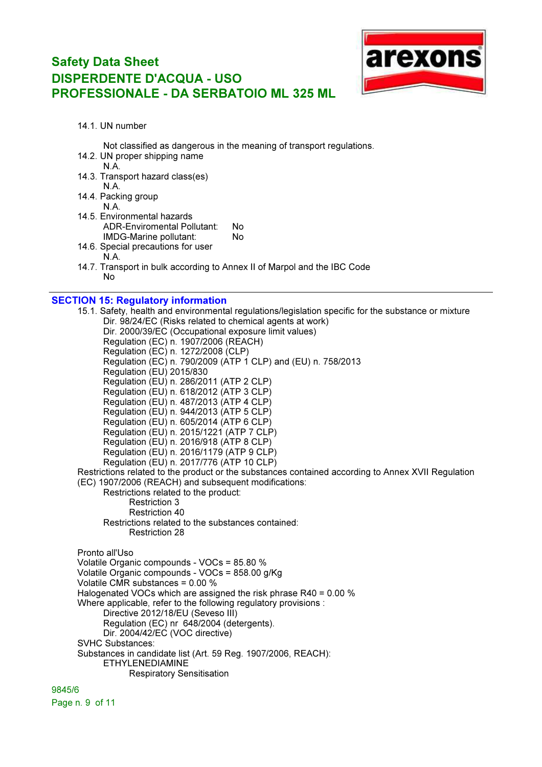14.1. UN number

Not classified as dangerous in the meaning of transport regulations.

14.2. UN proper shipping name

N.A.

14.3. Transport hazard class(es)

N.A.

14.4. Packing group

N.A.

14.5. Environmental hazards

ADR-Enviromental Pollutant: No
IMDG-Marine pollutant: No

14.6. Special precautions for user

N.A.

14.7. Transport in bulk according to Annex II of Marpol and the IBC Code

No

## SECTION 15: Regulatory information

15.1. Safety, health and environmental regulations/legislation specific for the substance or mixture

- Dir. 98/24/EC (Risks related to chemical agents at work)
- Dir. 2000/39/EC (Occupational exposure limit values)
- Regulation (EC) n. 1907/2006 (REACH)
- Regulation (EC) n. 1272/2008 (CLP)
- Regulation (EC) n. 790/2009 (ATP 1 CLP) and (EU) n. 758/2013
- Regulation (EU) 2015/830
- Regulation (EU) n. 286/2011 (ATP 2 CLP)
- Regulation (EU) n. 618/2012 (ATP 3 CLP)
- Regulation (EU) n. 487/2013 (ATP 4 CLP)
- Regulation (EU) n. 944/2013 (ATP 5 CLP)
- Regulation (EU) n. 605/2014 (ATP 6 CLP)
- Regulation (EU) n. 2015/1221 (ATP 7 CLP)
- Regulation (EU) n. 2016/918 (ATP 8 CLP)
- Regulation (EU) n. 2016/1179 (ATP 9 CLP)
- Regulation (EU) n. 2017/776 (ATP 10 CLP)

Restrictions related to the product or the substances contained according to Annex XVII Regulation (EC) 1907/2006 (REACH) and subsequent modifications:

Restrictions related to the product:
- Restriction 3
- Restriction 40

Restrictions related to the substances contained:
- Restriction 28

Pronto all'Uso
Volatile Organic compounds - VOCs = 85.80 %
Volatile Organic compounds - VOCs = 858.00 g/Kg
Volatile CMR substances = 0.00 %
Halogenated VOCs which are assigned the risk phrase R40 = 0.00 %
Where applicable, refer to the following regulatory provisions :

- Directive 2012/18/EU (Seveso III)
- Regulation (EC) nr 648/2004 (detergents).
- Dir. 2004/42/EC (VOC directive)

SVHC Substances:
Substances in candidate list (Art. 59 Reg. 1907/2006, REACH):

ETHYLENEDIAMINE
Respiratory Sensitisation

9845/6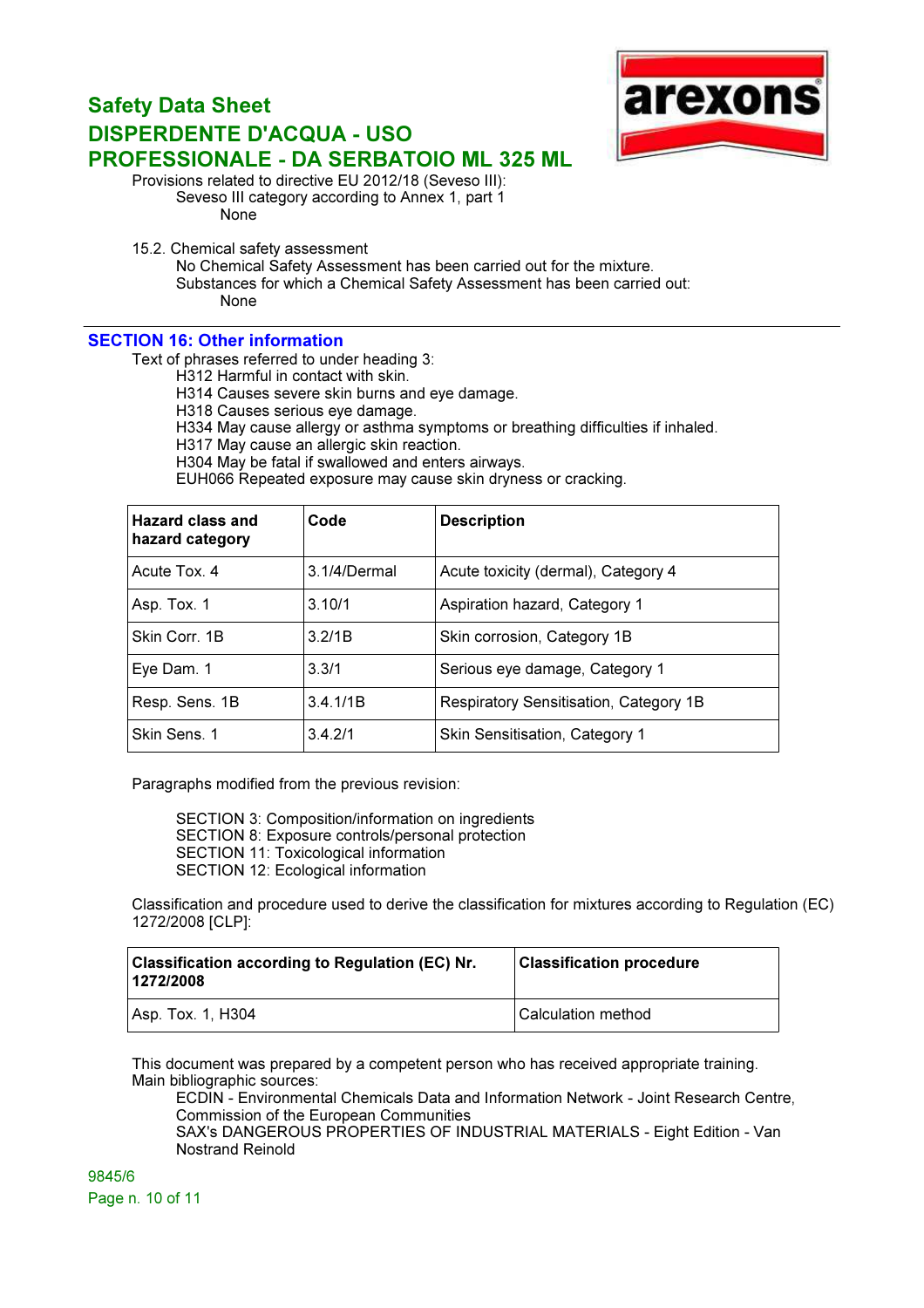Provisions related to directive EU 2012/18 (Seveso III):

Seveso III category according to Annex 1, part 1

None

15.2. Chemical safety assessment

No Chemical Safety Assessment has been carried out for the mixture.

Substances for which a Chemical Safety Assessment has been carried out:

None

## SECTION 16: Other information

Text of phrases referred to under heading 3:

H312 Harmful in contact with skin.
H314 Causes severe skin burns and eye damage.
H318 Causes serious eye damage.
H334 May cause allergy or asthma symptoms or breathing difficulties if inhaled.
H317 May cause an allergic skin reaction.
H304 May be fatal if swallowed and enters airways.
EUH066 Repeated exposure may cause skin dryness or cracking.

| Hazard class and hazard category | Code | Description |
|---|---|---|
| Acute Tox. 4 | 3.1/4/Dermal | Acute toxicity (dermal), Category 4 |
| Asp. Tox. 1 | 3.10/1 | Aspiration hazard, Category 1 |
| Skin Corr. 1B | 3.2/1B | Skin corrosion, Category 1B |
| Eye Dam. 1 | 3.3/1 | Serious eye damage, Category 1 |
| Resp. Sens. 1B | 3.4.1/1B | Respiratory Sensitisation, Category 1B |
| Skin Sens. 1 | 3.4.2/1 | Skin Sensitisation, Category 1 |

Paragraphs modified from the previous revision:

SECTION 3: Composition/information on ingredients
SECTION 8: Exposure controls/personal protection
SECTION 11: Toxicological information
SECTION 12: Ecological information

Classification and procedure used to derive the classification for mixtures according to Regulation (EC) 1272/2008 [CLP]:

| Classification according to Regulation (EC) Nr. 1272/2008 | Classification procedure |
|---|---|
| Asp. Tox. 1, H304 | Calculation method |

This document was prepared by a competent person who has received appropriate training.
Main bibliographic sources:

ECDIN - Environmental Chemicals Data and Information Network - Joint Research Centre, Commission of the European Communities
SAX's DANGEROUS PROPERTIES OF INDUSTRIAL MATERIALS - Eight Edition - Van Nostrand Reinold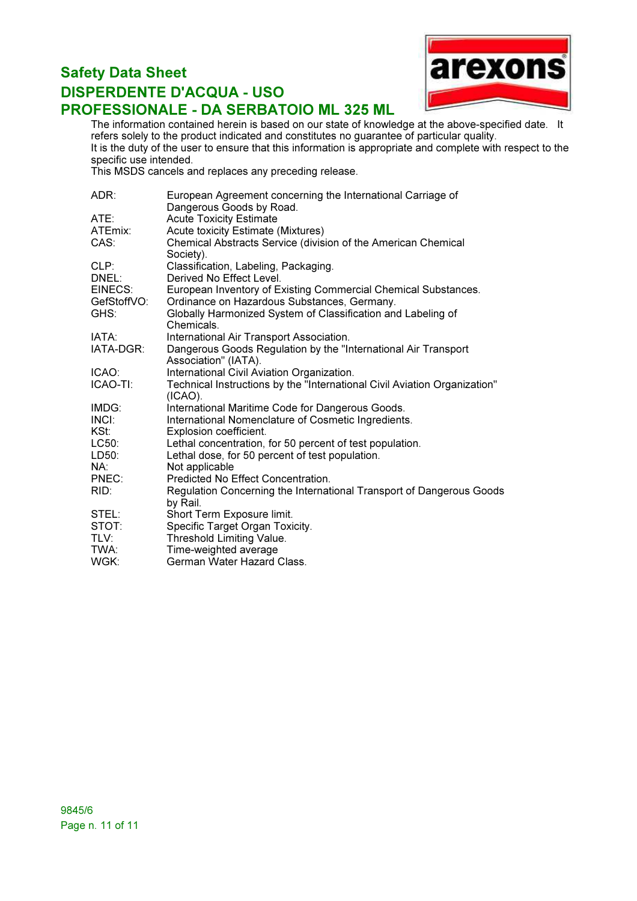The information contained herein is based on our state of knowledge at the above-specified date. It refers solely to the product indicated and constitutes no guarantee of particular quality.
It is the duty of the user to ensure that this information is appropriate and complete with respect to the specific use intended.
This MSDS cancels and replaces any preceding release.

| | |
|---|---|
| ADR: | European Agreement concerning the International Carriage of Dangerous Goods by Road. |
| ATE: | Acute Toxicity Estimate |
| ATEmix: | Acute toxicity Estimate (Mixtures) |
| CAS: | Chemical Abstracts Service (division of the American Chemical Society). |
| CLP: | Classification, Labeling, Packaging. |
| DNEL: | Derived No Effect Level. |
| EINECS: | European Inventory of Existing Commercial Chemical Substances. |
| GefStoffVO: | Ordinance on Hazardous Substances, Germany. |
| GHS: | Globally Harmonized System of Classification and Labeling of Chemicals. |
| IATA: | International Air Transport Association. |
| IATA-DGR: | Dangerous Goods Regulation by the "International Air Transport Association" (IATA). |
| ICAO: | International Civil Aviation Organization. |
| ICAO-TI: | Technical Instructions by the "International Civil Aviation Organization" (ICAO). |
| IMDG: | International Maritime Code for Dangerous Goods. |
| INCI: | International Nomenclature of Cosmetic Ingredients. |
| KSt: | Explosion coefficient. |
| LC50: | Lethal concentration, for 50 percent of test population. |
| LD50: | Lethal dose, for 50 percent of test population. |
| NA: | Not applicable |
| PNEC: | Predicted No Effect Concentration. |
| RID: | Regulation Concerning the International Transport of Dangerous Goods by Rail. |
| STEL: | Short Term Exposure limit. |
| STOT: | Specific Target Organ Toxicity. |
| TLV: | Threshold Limiting Value. |
| TWA: | Time-weighted average |
| WGK: | German Water Hazard Class. |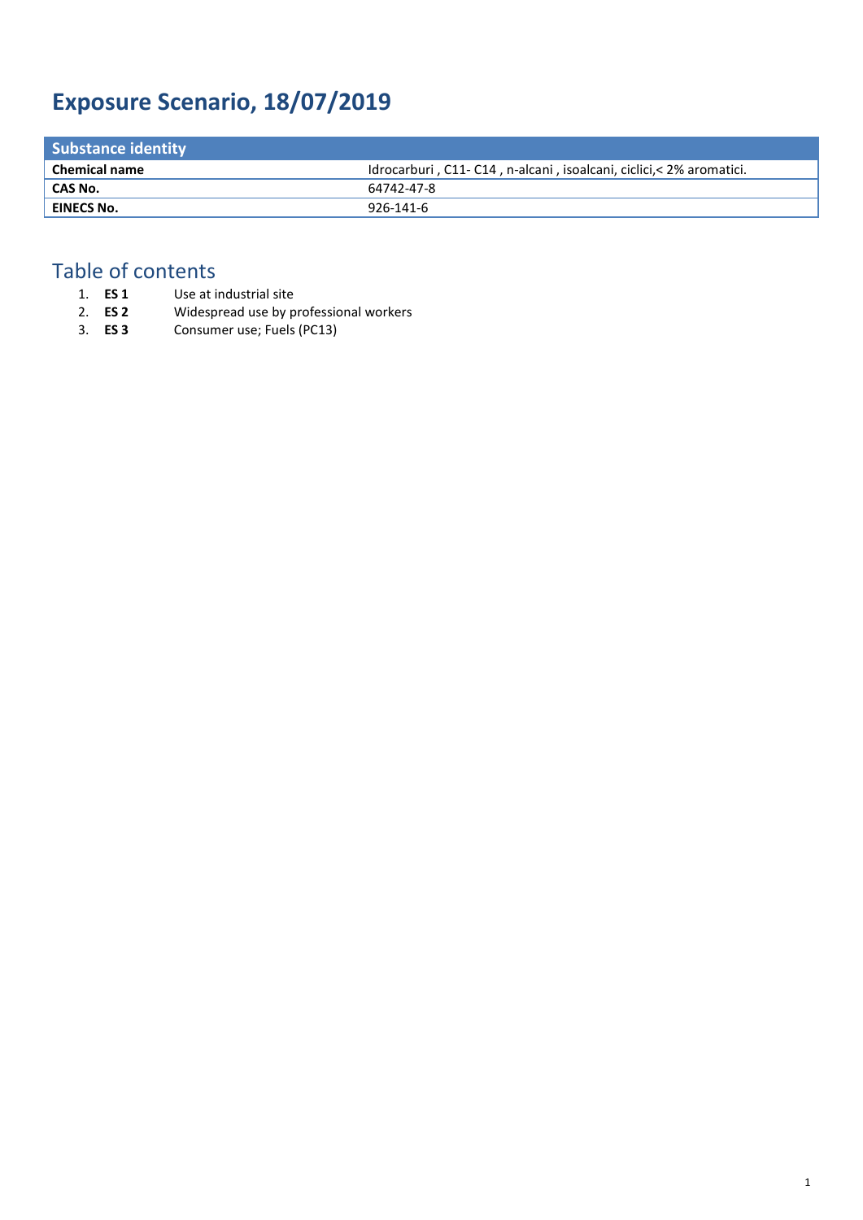# Exposure Scenario, 18/07/2019

| Substance identity | |
|---|---|
| **Chemical name** | Idrocarburi , C11- C14 , n-alcani , isoalcani, ciclici,< 2% aromatici. |
| **CAS No.** | 64742-47-8 |
| **EINECS No.** | 926-141-6 |

## Table of contents

1. **ES 1** Use at industrial site
2. **ES 2** Widespread use by professional workers
3. **ES 3** Consumer use; Fuels (PC13)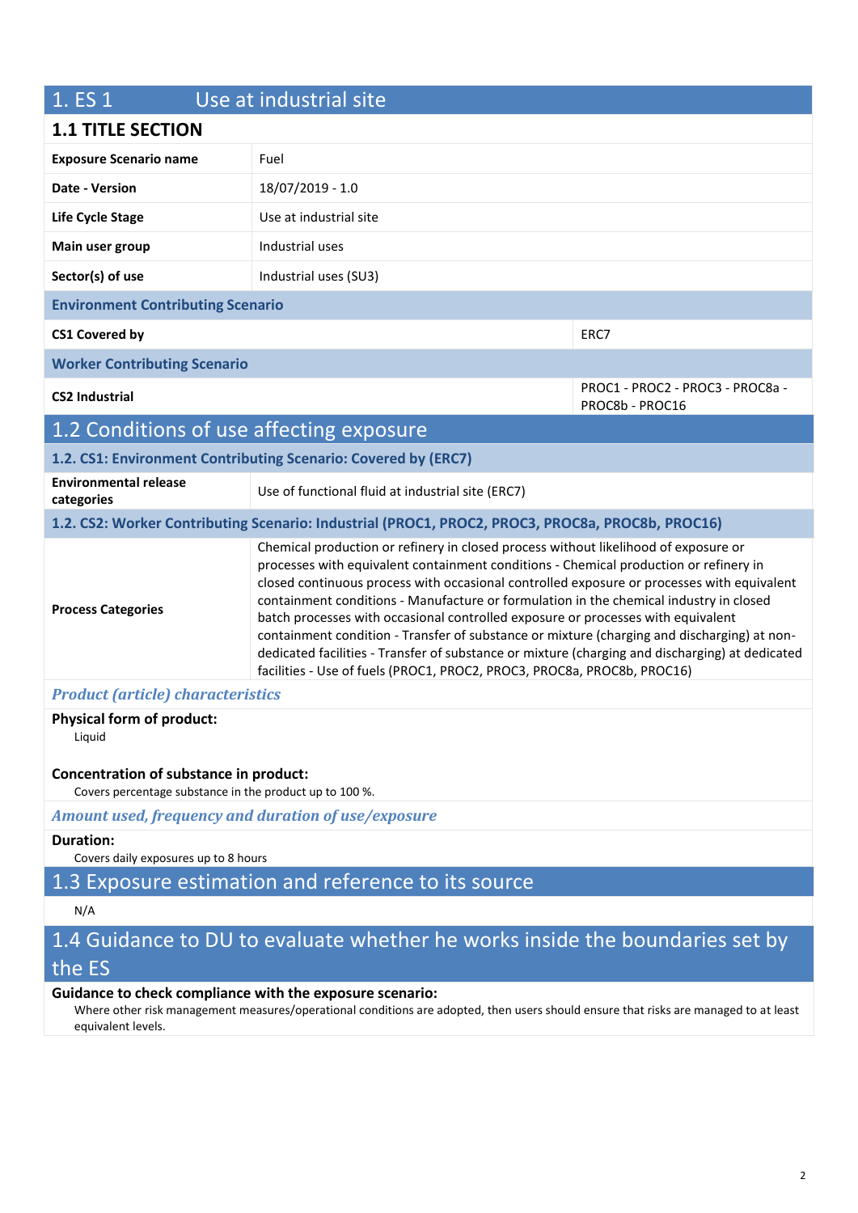# 1. ES 1 Use at industrial site

## 1.1 TITLE SECTION

| | |
|---|---|
| **Exposure Scenario name** | Fuel |
| **Date - Version** | 18/07/2019 - 1.0 |
| **Life Cycle Stage** | Use at industrial site |
| **Main user group** | Industrial uses |
| **Sector(s) of use** | Industrial uses (SU3) |

**Environment Contributing Scenario**

| | |
|---|---|
| **CS1 Covered by** | ERC7 |

**Worker Contributing Scenario**

| | |
|---|---|
| **CS2 Industrial** | PROC1 - PROC2 - PROC3 - PROC8a - PROC8b - PROC16 |

## 1.2 Conditions of use affecting exposure

### 1.2. CS1: Environment Contributing Scenario: Covered by (ERC7)

| | |
|---|---|
| **Environmental release categories** | Use of functional fluid at industrial site (ERC7) |

### 1.2. CS2: Worker Contributing Scenario: Industrial (PROC1, PROC2, PROC3, PROC8a, PROC8b, PROC16)

| | |
|---|---|
| **Process Categories** | Chemical production or refinery in closed process without likelihood of exposure or processes with equivalent containment conditions - Chemical production or refinery in closed continuous process with occasional controlled exposure or processes with equivalent containment conditions - Manufacture or formulation in the chemical industry in closed batch processes with occasional controlled exposure or processes with equivalent containment condition - Transfer of substance or mixture (charging and discharging) at non-dedicated facilities - Transfer of substance or mixture (charging and discharging) at dedicated facilities - Use of fuels (PROC1, PROC2, PROC3, PROC8a, PROC8b, PROC16) |

*Product (article) characteristics*

**Physical form of product:**

Liquid

**Concentration of substance in product:**

Covers percentage substance in the product up to 100 %.

*Amount used, frequency and duration of use/exposure*

**Duration:**

Covers daily exposures up to 8 hours

## 1.3 Exposure estimation and reference to its source

N/A

## 1.4 Guidance to DU to evaluate whether he works inside the boundaries set by the ES

**Guidance to check compliance with the exposure scenario:**

Where other risk management measures/operational conditions are adopted, then users should ensure that risks are managed to at least equivalent levels.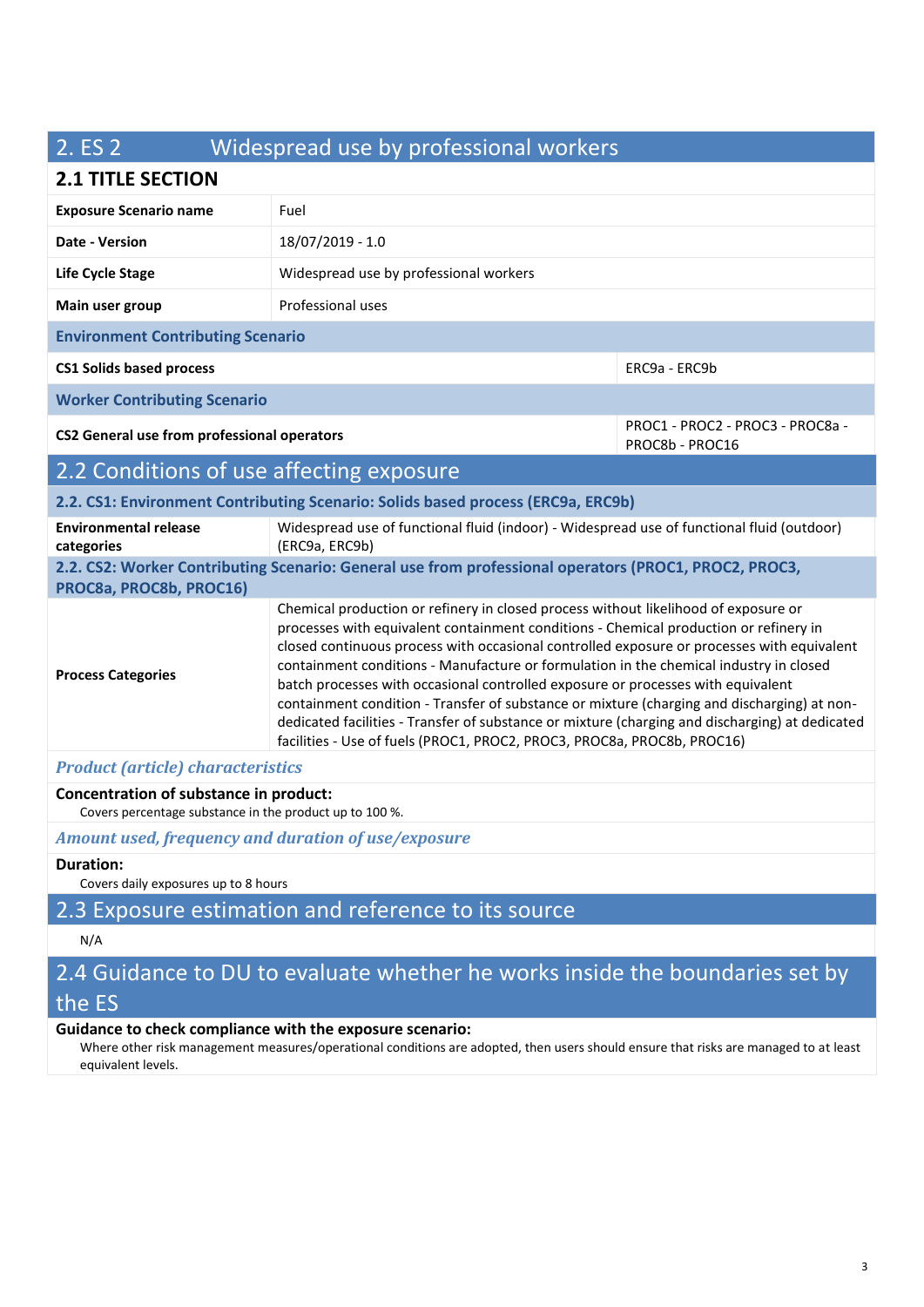## 2. ES 2 Widespread use by professional workers

### 2.1 TITLE SECTION

| | |
|---|---|
| **Exposure Scenario name** | Fuel |
| **Date - Version** | 18/07/2019 - 1.0 |
| **Life Cycle Stage** | Widespread use by professional workers |
| **Main user group** | Professional uses |

**Environment Contributing Scenario**

| | |
|---|---|
| **CS1 Solids based process** | ERC9a - ERC9b |

**Worker Contributing Scenario**

| | |
|---|---|
| **CS2 General use from professional operators** | PROC1 - PROC2 - PROC3 - PROC8a - PROC8b - PROC16 |

## 2.2 Conditions of use affecting exposure

**2.2. CS1: Environment Contributing Scenario: Solids based process (ERC9a, ERC9b)**

| | |
|---|---|
| **Environmental release categories** | Widespread use of functional fluid (indoor) - Widespread use of functional fluid (outdoor) (ERC9a, ERC9b) |

**2.2. CS2: Worker Contributing Scenario: General use from professional operators (PROC1, PROC2, PROC3, PROC8a, PROC8b, PROC16)**

| | |
|---|---|
| **Process Categories** | Chemical production or refinery in closed process without likelihood of exposure or processes with equivalent containment conditions - Chemical production or refinery in closed continuous process with occasional controlled exposure or processes with equivalent containment conditions - Manufacture or formulation in the chemical industry in closed batch processes with occasional controlled exposure or processes with equivalent containment condition - Transfer of substance or mixture (charging and discharging) at non-dedicated facilities - Transfer of substance or mixture (charging and discharging) at dedicated facilities - Use of fuels (PROC1, PROC2, PROC3, PROC8a, PROC8b, PROC16) |

***Product (article) characteristics***

**Concentration of substance in product:**

Covers percentage substance in the product up to 100 %.

***Amount used, frequency and duration of use/exposure***

**Duration:**

Covers daily exposures up to 8 hours

## 2.3 Exposure estimation and reference to its source

N/A

## 2.4 Guidance to DU to evaluate whether he works inside the boundaries set by the ES

**Guidance to check compliance with the exposure scenario:**

Where other risk management measures/operational conditions are adopted, then users should ensure that risks are managed to at least equivalent levels.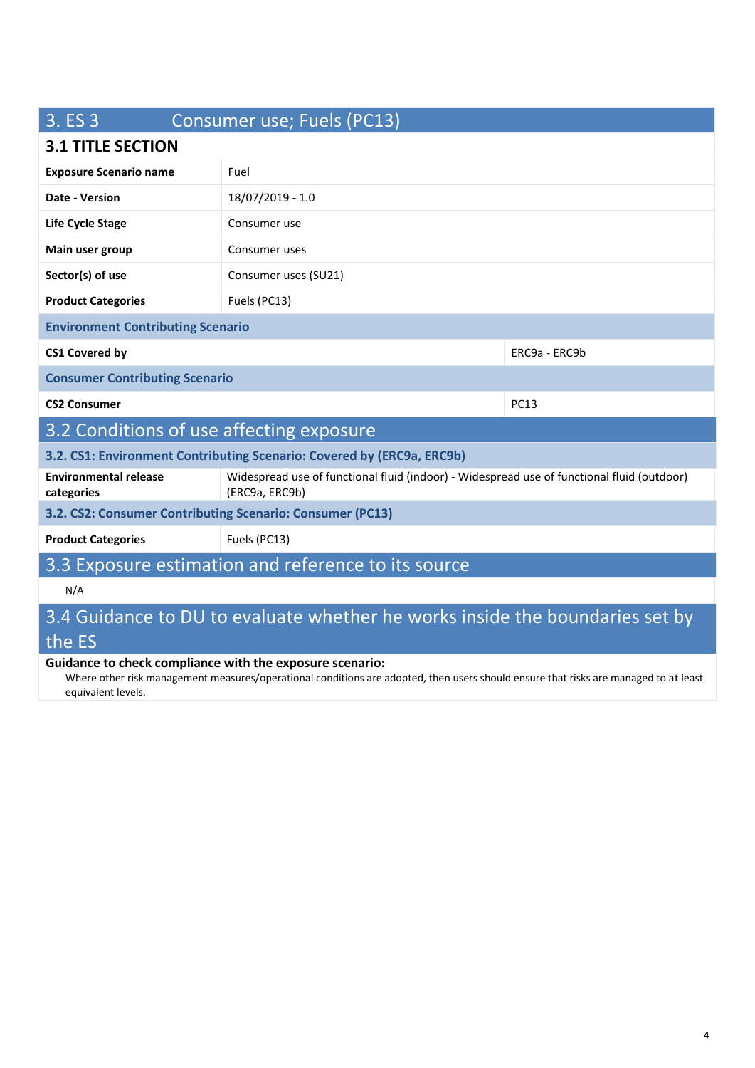# 3. ES 3 Consumer use; Fuels (PC13)

## 3.1 TITLE SECTION

| | |
|---|---|
| **Exposure Scenario name** | Fuel |
| **Date - Version** | 18/07/2019 - 1.0 |
| **Life Cycle Stage** | Consumer use |
| **Main user group** | Consumer uses |
| **Sector(s) of use** | Consumer uses (SU21) |
| **Product Categories** | Fuels (PC13) |

**Environment Contributing Scenario**

| | |
|---|---|
| **CS1 Covered by** | ERC9a - ERC9b |

**Consumer Contributing Scenario**

| | |
|---|---|
| **CS2 Consumer** | PC13 |

## 3.2 Conditions of use affecting exposure

### 3.2. CS1: Environment Contributing Scenario: Covered by (ERC9a, ERC9b)

| | |
|---|---|
| **Environmental release categories** | Widespread use of functional fluid (indoor) - Widespread use of functional fluid (outdoor) (ERC9a, ERC9b) |

### 3.2. CS2: Consumer Contributing Scenario: Consumer (PC13)

| | |
|---|---|
| **Product Categories** | Fuels (PC13) |

## 3.3 Exposure estimation and reference to its source

N/A

## 3.4 Guidance to DU to evaluate whether he works inside the boundaries set by the ES

**Guidance to check compliance with the exposure scenario:**

Where other risk management measures/operational conditions are adopted, then users should ensure that risks are managed to at least equivalent levels.